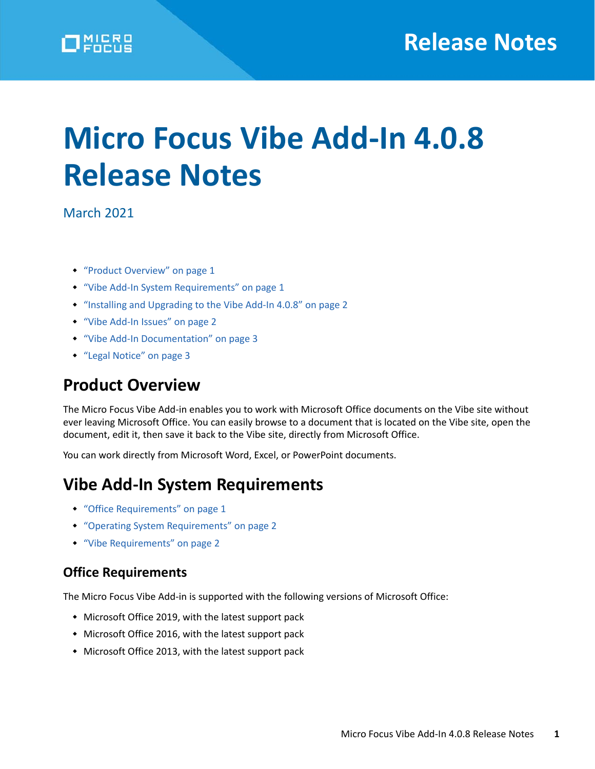# Micro Focus Vibe Add-In 4.0.8 Release Notes

March 2021

- "Product Overview" on page 1
- "Vibe Add-In System Requirements" on page 1
- "Installing and Upgrading to the Vibe Add-In 4.0.8" on page 2
- "Vibe Add-In Issues" on page 2
- "Vibe Add-In Documentation" on page 3
- "Legal Notice" on page 3

## Product Overview

The Micro Focus Vibe Add-in enables you to work with Microsoft Office documents on the Vibe site without ever leaving Microsoft Office. You can easily browse to a document that is located on the Vibe site, open the document, edit it, then save it back to the Vibe site, directly from Microsoft Office.

You can work directly from Microsoft Word, Excel, or PowerPoint documents.

## Vibe Add-In System Requirements

- "Office Requirements" on page 1
- "Operating System Requirements" on page 2
- "Vibe Requirements" on page 2

### Office Requirements

The Micro Focus Vibe Add-in is supported with the following versions of Microsoft Office:

- Microsoft Office 2019, with the latest support pack
- Microsoft Office 2016, with the latest support pack
- Microsoft Office 2013, with the latest support pack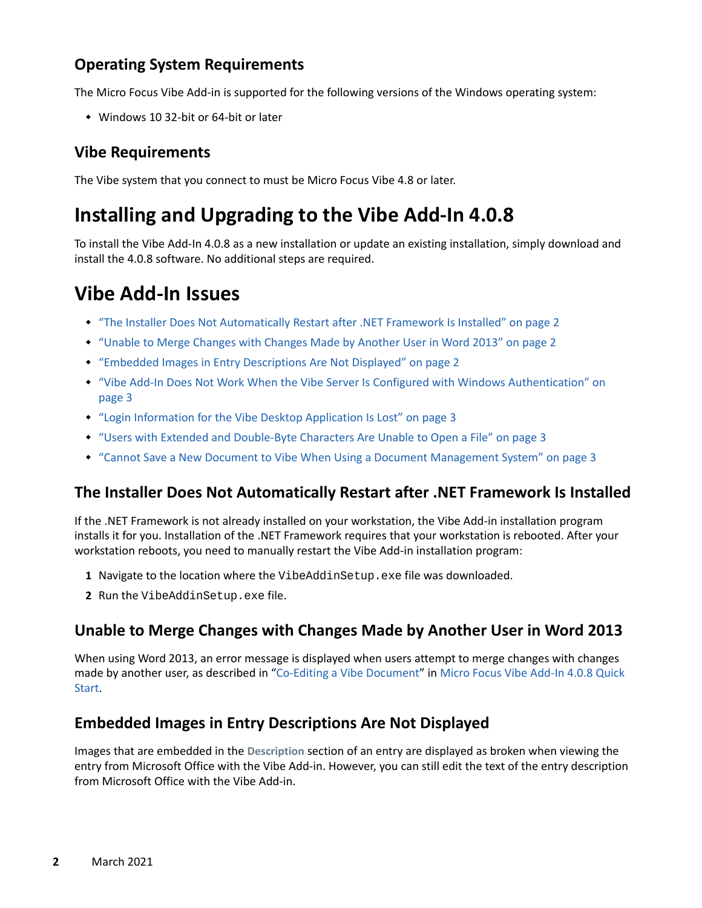### Operating System Requirements

The Micro Focus Vibe Add-in is supported for the following versions of the Windows operating system:

- Windows 10 32-bit or 64-bit or later

### Vibe Requirements

The Vibe system that you connect to must be Micro Focus Vibe 4.8 or later.

## Installing and Upgrading to the Vibe Add-In 4.0.8

To install the Vibe Add-In 4.0.8 as a new installation or update an existing installation, simply download and install the 4.0.8 software. No additional steps are required.

## Vibe Add-In Issues

- "The Installer Does Not Automatically Restart after .NET Framework Is Installed" on page 2
- "Unable to Merge Changes with Changes Made by Another User in Word 2013" on page 2
- "Embedded Images in Entry Descriptions Are Not Displayed" on page 2
- "Vibe Add-In Does Not Work When the Vibe Server Is Configured with Windows Authentication" on page 3
- "Login Information for the Vibe Desktop Application Is Lost" on page 3
- "Users with Extended and Double-Byte Characters Are Unable to Open a File" on page 3
- "Cannot Save a New Document to Vibe When Using a Document Management System" on page 3

### The Installer Does Not Automatically Restart after .NET Framework Is Installed

If the .NET Framework is not already installed on your workstation, the Vibe Add-in installation program installs it for you. Installation of the .NET Framework requires that your workstation is rebooted. After your workstation reboots, you need to manually restart the Vibe Add-in installation program:

1. Navigate to the location where the `VibeAddinSetup.exe` file was downloaded.
2. Run the `VibeAddinSetup.exe` file.

### Unable to Merge Changes with Changes Made by Another User in Word 2013

When using Word 2013, an error message is displayed when users attempt to merge changes with changes made by another user, as described in "Co-Editing a Vibe Document" in Micro Focus Vibe Add-In 4.0.8 Quick Start.

### Embedded Images in Entry Descriptions Are Not Displayed

Images that are embedded in the **Description** section of an entry are displayed as broken when viewing the entry from Microsoft Office with the Vibe Add-in. However, you can still edit the text of the entry description from Microsoft Office with the Vibe Add-in.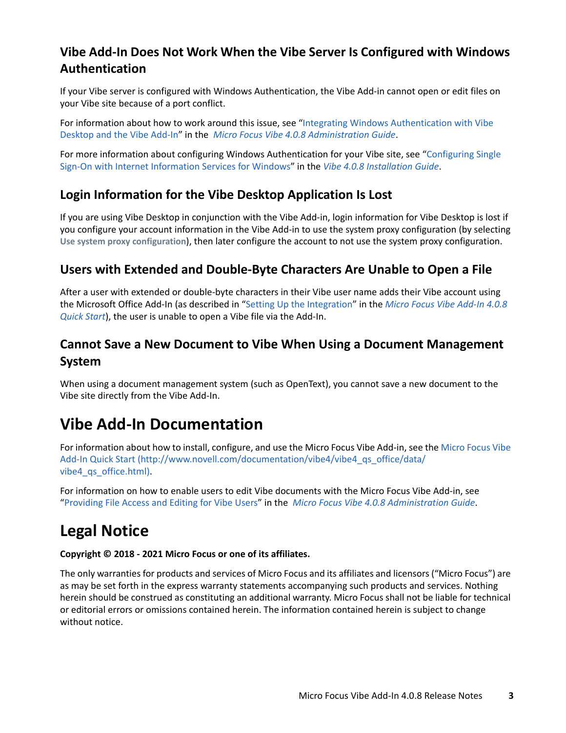### Vibe Add-In Does Not Work When the Vibe Server Is Configured with Windows Authentication

If your Vibe server is configured with Windows Authentication, the Vibe Add-in cannot open or edit files on your Vibe site because of a port conflict.

For information about how to work around this issue, see "Integrating Windows Authentication with Vibe Desktop and the Vibe Add-In" in the *Micro Focus Vibe 4.0.8 Administration Guide*.

For more information about configuring Windows Authentication for your Vibe site, see "Configuring Single Sign-On with Internet Information Services for Windows" in the *Vibe 4.0.8 Installation Guide*.

### Login Information for the Vibe Desktop Application Is Lost

If you are using Vibe Desktop in conjunction with the Vibe Add-in, login information for Vibe Desktop is lost if you configure your account information in the Vibe Add-in to use the system proxy configuration (by selecting **Use system proxy configuration**), then later configure the account to not use the system proxy configuration.

### Users with Extended and Double-Byte Characters Are Unable to Open a File

After a user with extended or double-byte characters in their Vibe user name adds their Vibe account using the Microsoft Office Add-In (as described in "Setting Up the Integration" in the *Micro Focus Vibe Add-In 4.0.8 Quick Start*), the user is unable to open a Vibe file via the Add-In.

### Cannot Save a New Document to Vibe When Using a Document Management System

When using a document management system (such as OpenText), you cannot save a new document to the Vibe site directly from the Vibe Add-In.

## Vibe Add-In Documentation

For information about how to install, configure, and use the Micro Focus Vibe Add-in, see the Micro Focus Vibe Add-In Quick Start (http://www.novell.com/documentation/vibe4/vibe4_qs_office/data/vibe4_qs_office.html).

For information on how to enable users to edit Vibe documents with the Micro Focus Vibe Add-in, see "Providing File Access and Editing for Vibe Users" in the *Micro Focus Vibe 4.0.8 Administration Guide*.

## Legal Notice

**Copyright © 2018 - 2021 Micro Focus or one of its affiliates.**

The only warranties for products and services of Micro Focus and its affiliates and licensors ("Micro Focus") are as may be set forth in the express warranty statements accompanying such products and services. Nothing herein should be construed as constituting an additional warranty. Micro Focus shall not be liable for technical or editorial errors or omissions contained herein. The information contained herein is subject to change without notice.